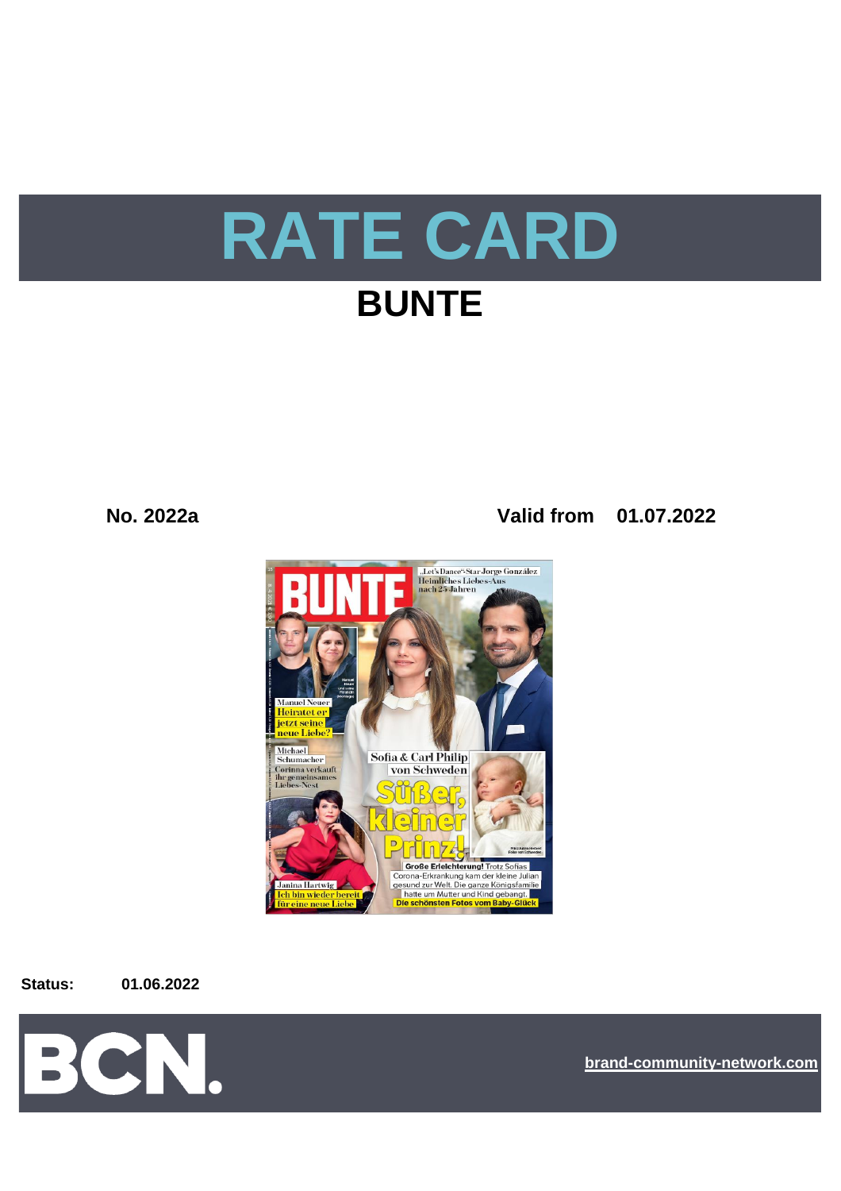# RATE CARD

## BUNTE

**No. 2022a** **Valid from 01.07.2022**

**Status:** **01.06.2022**

BCN.

brand-community-network.com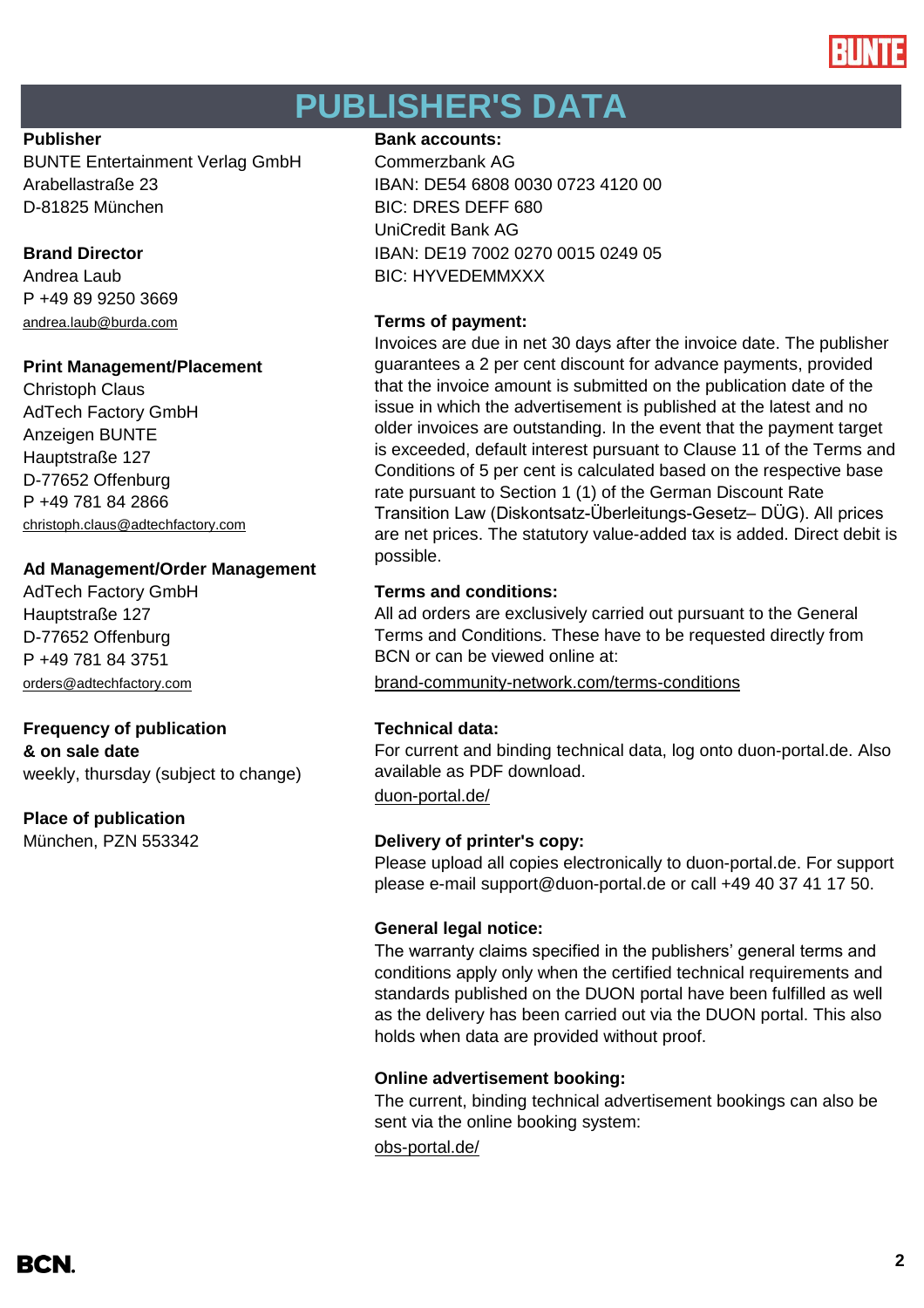# PUBLISHER'S DATA

**Publisher**
BUNTE Entertainment Verlag GmbH
Arabellastraße 23
D-81825 München

**Brand Director**
Andrea Laub
P +49 89 9250 3669
andrea.laub@burda.com

**Print Management/Placement**
Christoph Claus
AdTech Factory GmbH
Anzeigen BUNTE
Hauptstraße 127
D-77652 Offenburg
P +49 781 84 2866
christoph.claus@adtechfactory.com

**Ad Management/Order Management**
AdTech Factory GmbH
Hauptstraße 127
D-77652 Offenburg
P +49 781 84 3751
orders@adtechfactory.com

**Frequency of publication & on sale date**
weekly, thursday (subject to change)

**Place of publication**
München, PZN 553342

**Bank accounts:**
Commerzbank AG
IBAN: DE54 6808 0030 0723 4120 00
BIC: DRES DEFF 680
UniCredit Bank AG
IBAN: DE19 7002 0270 0015 0249 05
BIC: HYVEDEMMXXX

**Terms of payment:**
Invoices are due in net 30 days after the invoice date. The publisher guarantees a 2 per cent discount for advance payments, provided that the invoice amount is submitted on the publication date of the issue in which the advertisement is published at the latest and no older invoices are outstanding. In the event that the payment target is exceeded, default interest pursuant to Clause 11 of the Terms and Conditions of 5 per cent is calculated based on the respective base rate pursuant to Section 1 (1) of the German Discount Rate Transition Law (Diskontsatz-Überleitungs-Gesetz– DÜG). All prices are net prices. The statutory value-added tax is added. Direct debit is possible.

**Terms and conditions:**
All ad orders are exclusively carried out pursuant to the General Terms and Conditions. These have to be requested directly from BCN or can be viewed online at:
brand-community-network.com/terms-conditions

**Technical data:**
For current and binding technical data, log onto duon-portal.de. Also available as PDF download.
duon-portal.de/

**Delivery of printer's copy:**
Please upload all copies electronically to duon-portal.de. For support please e-mail support@duon-portal.de or call +49 40 37 41 17 50.

**General legal notice:**
The warranty claims specified in the publishers' general terms and conditions apply only when the certified technical requirements and standards published on the DUON portal have been fulfilled as well as the delivery has been carried out via the DUON portal. This also holds when data are provided without proof.

**Online advertisement booking:**
The current, binding technical advertisement bookings can also be sent via the online booking system:
obs-portal.de/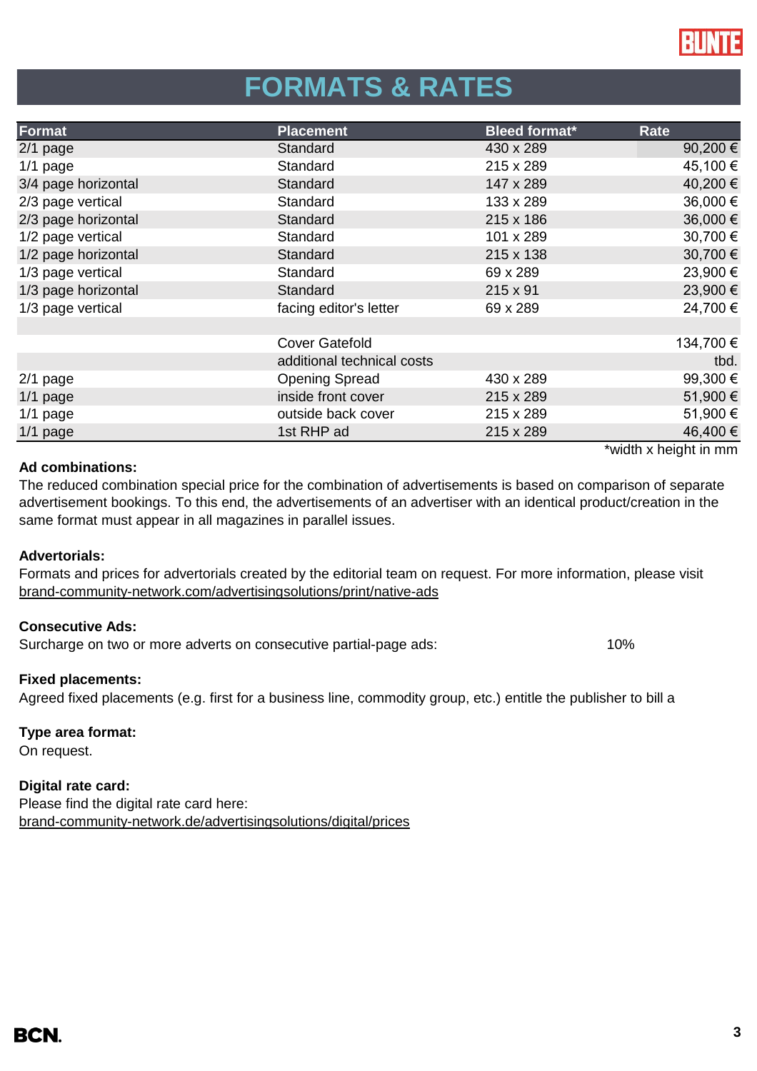# FORMATS & RATES

| Format | Placement | Bleed format* | Rate |
|---|---|---|---|
| 2/1 page | Standard | 430 x 289 | 90,200 € |
| 1/1 page | Standard | 215 x 289 | 45,100 € |
| 3/4 page horizontal | Standard | 147 x 289 | 40,200 € |
| 2/3 page vertical | Standard | 133 x 289 | 36,000 € |
| 2/3 page horizontal | Standard | 215 x 186 | 36,000 € |
| 1/2 page vertical | Standard | 101 x 289 | 30,700 € |
| 1/2 page horizontal | Standard | 215 x 138 | 30,700 € |
| 1/3 page vertical | Standard | 69 x 289 | 23,900 € |
| 1/3 page horizontal | Standard | 215 x 91 | 23,900 € |
| 1/3 page vertical | facing editor's letter | 69 x 289 | 24,700 € |
| | | | |
| | Cover Gatefold | | 134,700 € |
| | additional technical costs | | tbd. |
| 2/1 page | Opening Spread | 430 x 289 | 99,300 € |
| 1/1 page | inside front cover | 215 x 289 | 51,900 € |
| 1/1 page | outside back cover | 215 x 289 | 51,900 € |
| 1/1 page | 1st RHP ad | 215 x 289 | 46,400 € |

*width x height in mm

**Ad combinations:**
The reduced combination special price for the combination of advertisements is based on comparison of separate advertisement bookings. To this end, the advertisements of an advertiser with an identical product/creation in the same format must appear in all magazines in parallel issues.

**Advertorials:**
Formats and prices for advertorials created by the editorial team on request. For more information, please visit brand-community-network.com/advertisingsolutions/print/native-ads

**Consecutive Ads:**
Surcharge on two or more adverts on consecutive partial-page ads: 10%

**Fixed placements:**
Agreed fixed placements (e.g. first for a business line, commodity group, etc.) entitle the publisher to bill a

**Type area format:**
On request.

**Digital rate card:**
Please find the digital rate card here:
brand-community-network.de/advertisingsolutions/digital/prices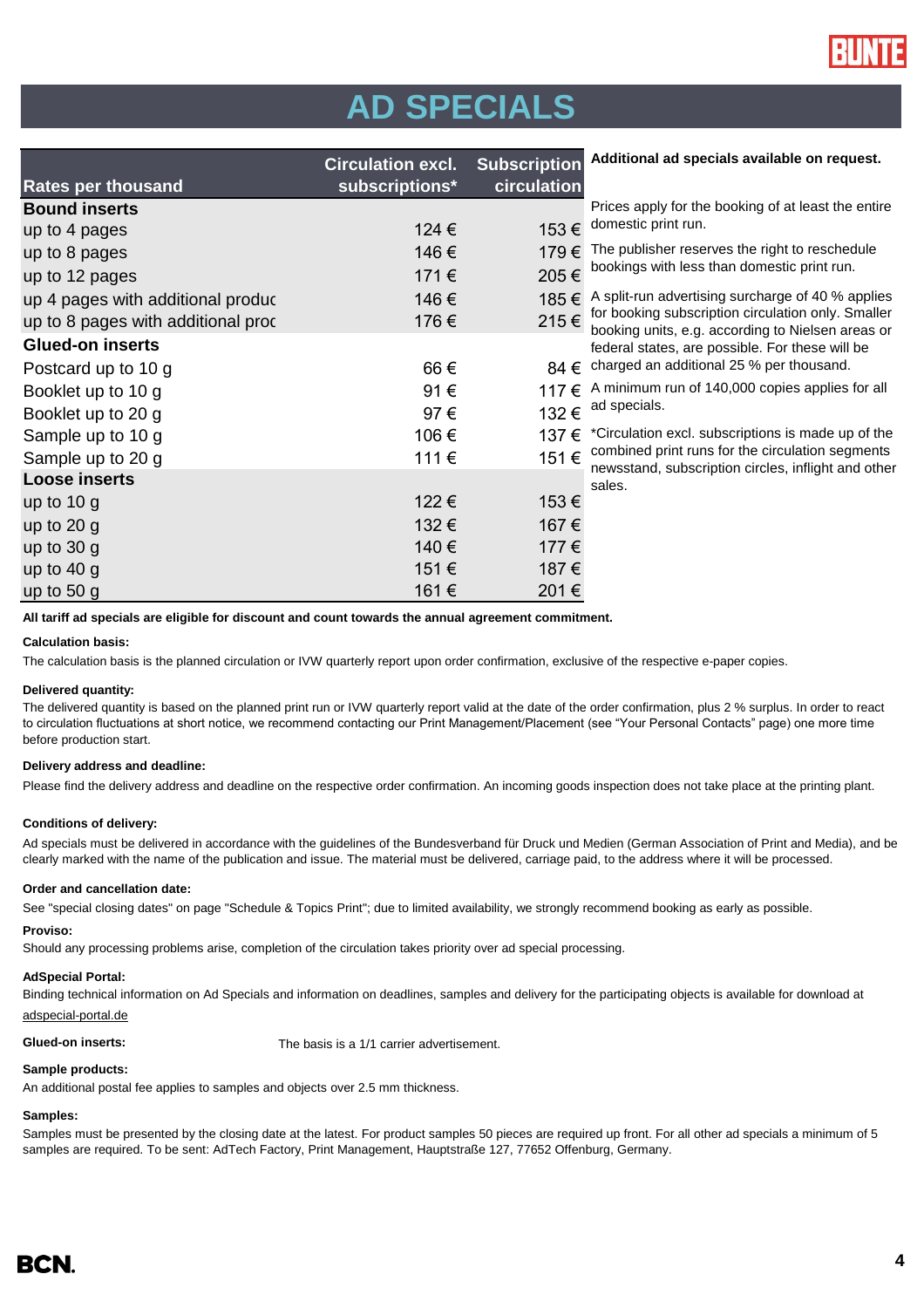# AD SPECIALS

| Rates per thousand | Circulation excl. subscriptions* | Subscription circulation |
|---|---|---|
| **Bound inserts** | | |
| up to 4 pages | 124 € | 153 € |
| up to 8 pages | 146 € | 179 € |
| up to 12 pages | 171 € | 205 € |
| up 4 pages with additional produc | 146 € | 185 € |
| up to 8 pages with additional proc | 176 € | 215 € |
| **Glued-on inserts** | | |
| Postcard up to 10 g | 66 € | 84 € |
| Booklet up to 10 g | 91 € | 117 € |
| Booklet up to 20 g | 97 € | 132 € |
| Sample up to 10 g | 106 € | 137 € |
| Sample up to 20 g | 111 € | 151 € |
| **Loose inserts** | | |
| up to 10 g | 122 € | 153 € |
| up to 20 g | 132 € | 167 € |
| up to 30 g | 140 € | 177 € |
| up to 40 g | 151 € | 187 € |
| up to 50 g | 161 € | 201 € |

**Additional ad specials available on request.**

Prices apply for the booking of at least the entire domestic print run.

The publisher reserves the right to reschedule bookings with less than domestic print run.

A split-run advertising surcharge of 40 % applies for booking subscription circulation only. Smaller booking units, e.g. according to Nielsen areas or federal states, are possible. For these will be charged an additional 25 % per thousand.

A minimum run of 140,000 copies applies for all ad specials.

*Circulation excl. subscriptions is made up of the combined print runs for the circulation segments newsstand, subscription circles, inflight and other sales.

**All tariff ad specials are eligible for discount and count towards the annual agreement commitment.**

**Calculation basis:**

The calculation basis is the planned circulation or IVW quarterly report upon order confirmation, exclusive of the respective e-paper copies.

**Delivered quantity:**

The delivered quantity is based on the planned print run or IVW quarterly report valid at the date of the order confirmation, plus 2 % surplus. In order to react to circulation fluctuations at short notice, we recommend contacting our Print Management/Placement (see “Your Personal Contacts” page) one more time before production start.

**Delivery address and deadline:**

Please find the delivery address and deadline on the respective order confirmation. An incoming goods inspection does not take place at the printing plant.

**Conditions of delivery:**

Ad specials must be delivered in accordance with the guidelines of the Bundesverband für Druck und Medien (German Association of Print and Media), and be clearly marked with the name of the publication and issue. The material must be delivered, carriage paid, to the address where it will be processed.

**Order and cancellation date:**

See "special closing dates" on page "Schedule & Topics Print"; due to limited availability, we strongly recommend booking as early as possible.

**Proviso:**

Should any processing problems arise, completion of the circulation takes priority over ad special processing.

**AdSpecial Portal:**

Binding technical information on Ad Specials and information on deadlines, samples and delivery for the participating objects is available for download at adspecial-portal.de

**Glued-on inserts:** The basis is a 1/1 carrier advertisement.

**Sample products:**

An additional postal fee applies to samples and objects over 2.5 mm thickness.

**Samples:**

Samples must be presented by the closing date at the latest. For product samples 50 pieces are required up front. For all other ad specials a minimum of 5 samples are required. To be sent: AdTech Factory, Print Management, Hauptstraße 127, 77652 Offenburg, Germany.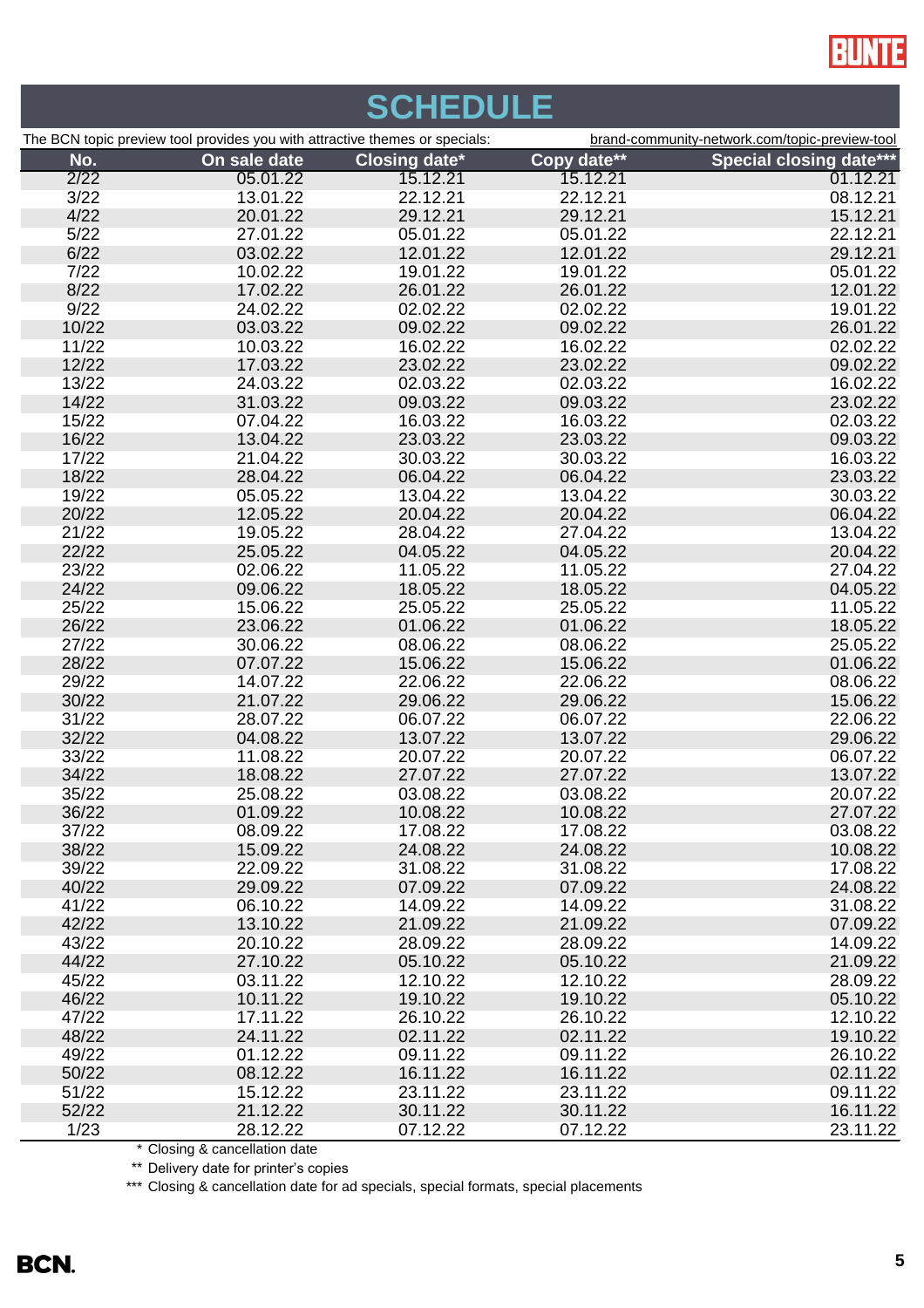# SCHEDULE

The BCN topic preview tool provides you with attractive themes or specials: brand-community-network.com/topic-preview-tool

| No. | On sale date | Closing date* | Copy date** | Special closing date*** |
|---|---|---|---|---|
| 2/22 | 05.01.22 | 15.12.21 | 15.12.21 | 01.12.21 |
| 3/22 | 13.01.22 | 22.12.21 | 22.12.21 | 08.12.21 |
| 4/22 | 20.01.22 | 29.12.21 | 29.12.21 | 15.12.21 |
| 5/22 | 27.01.22 | 05.01.22 | 05.01.22 | 22.12.21 |
| 6/22 | 03.02.22 | 12.01.22 | 12.01.22 | 29.12.21 |
| 7/22 | 10.02.22 | 19.01.22 | 19.01.22 | 05.01.22 |
| 8/22 | 17.02.22 | 26.01.22 | 26.01.22 | 12.01.22 |
| 9/22 | 24.02.22 | 02.02.22 | 02.02.22 | 19.01.22 |
| 10/22 | 03.03.22 | 09.02.22 | 09.02.22 | 26.01.22 |
| 11/22 | 10.03.22 | 16.02.22 | 16.02.22 | 02.02.22 |
| 12/22 | 17.03.22 | 23.02.22 | 23.02.22 | 09.02.22 |
| 13/22 | 24.03.22 | 02.03.22 | 02.03.22 | 16.02.22 |
| 14/22 | 31.03.22 | 09.03.22 | 09.03.22 | 23.02.22 |
| 15/22 | 07.04.22 | 16.03.22 | 16.03.22 | 02.03.22 |
| 16/22 | 13.04.22 | 23.03.22 | 23.03.22 | 09.03.22 |
| 17/22 | 21.04.22 | 30.03.22 | 30.03.22 | 16.03.22 |
| 18/22 | 28.04.22 | 06.04.22 | 06.04.22 | 23.03.22 |
| 19/22 | 05.05.22 | 13.04.22 | 13.04.22 | 30.03.22 |
| 20/22 | 12.05.22 | 20.04.22 | 20.04.22 | 06.04.22 |
| 21/22 | 19.05.22 | 28.04.22 | 27.04.22 | 13.04.22 |
| 22/22 | 25.05.22 | 04.05.22 | 04.05.22 | 20.04.22 |
| 23/22 | 02.06.22 | 11.05.22 | 11.05.22 | 27.04.22 |
| 24/22 | 09.06.22 | 18.05.22 | 18.05.22 | 04.05.22 |
| 25/22 | 15.06.22 | 25.05.22 | 25.05.22 | 11.05.22 |
| 26/22 | 23.06.22 | 01.06.22 | 01.06.22 | 18.05.22 |
| 27/22 | 30.06.22 | 08.06.22 | 08.06.22 | 25.05.22 |
| 28/22 | 07.07.22 | 15.06.22 | 15.06.22 | 01.06.22 |
| 29/22 | 14.07.22 | 22.06.22 | 22.06.22 | 08.06.22 |
| 30/22 | 21.07.22 | 29.06.22 | 29.06.22 | 15.06.22 |
| 31/22 | 28.07.22 | 06.07.22 | 06.07.22 | 22.06.22 |
| 32/22 | 04.08.22 | 13.07.22 | 13.07.22 | 29.06.22 |
| 33/22 | 11.08.22 | 20.07.22 | 20.07.22 | 06.07.22 |
| 34/22 | 18.08.22 | 27.07.22 | 27.07.22 | 13.07.22 |
| 35/22 | 25.08.22 | 03.08.22 | 03.08.22 | 20.07.22 |
| 36/22 | 01.09.22 | 10.08.22 | 10.08.22 | 27.07.22 |
| 37/22 | 08.09.22 | 17.08.22 | 17.08.22 | 03.08.22 |
| 38/22 | 15.09.22 | 24.08.22 | 24.08.22 | 10.08.22 |
| 39/22 | 22.09.22 | 31.08.22 | 31.08.22 | 17.08.22 |
| 40/22 | 29.09.22 | 07.09.22 | 07.09.22 | 24.08.22 |
| 41/22 | 06.10.22 | 14.09.22 | 14.09.22 | 31.08.22 |
| 42/22 | 13.10.22 | 21.09.22 | 21.09.22 | 07.09.22 |
| 43/22 | 20.10.22 | 28.09.22 | 28.09.22 | 14.09.22 |
| 44/22 | 27.10.22 | 05.10.22 | 05.10.22 | 21.09.22 |
| 45/22 | 03.11.22 | 12.10.22 | 12.10.22 | 28.09.22 |
| 46/22 | 10.11.22 | 19.10.22 | 19.10.22 | 05.10.22 |
| 47/22 | 17.11.22 | 26.10.22 | 26.10.22 | 12.10.22 |
| 48/22 | 24.11.22 | 02.11.22 | 02.11.22 | 19.10.22 |
| 49/22 | 01.12.22 | 09.11.22 | 09.11.22 | 26.10.22 |
| 50/22 | 08.12.22 | 16.11.22 | 16.11.22 | 02.11.22 |
| 51/22 | 15.12.22 | 23.11.22 | 23.11.22 | 09.11.22 |
| 52/22 | 21.12.22 | 30.11.22 | 30.11.22 | 16.11.22 |
| 1/23 | 28.12.22 | 07.12.22 | 07.12.22 | 23.11.22 |

\* Closing & cancellation date

\*\* Delivery date for printer's copies

\*\*\* Closing & cancellation date for ad specials, special formats, special placements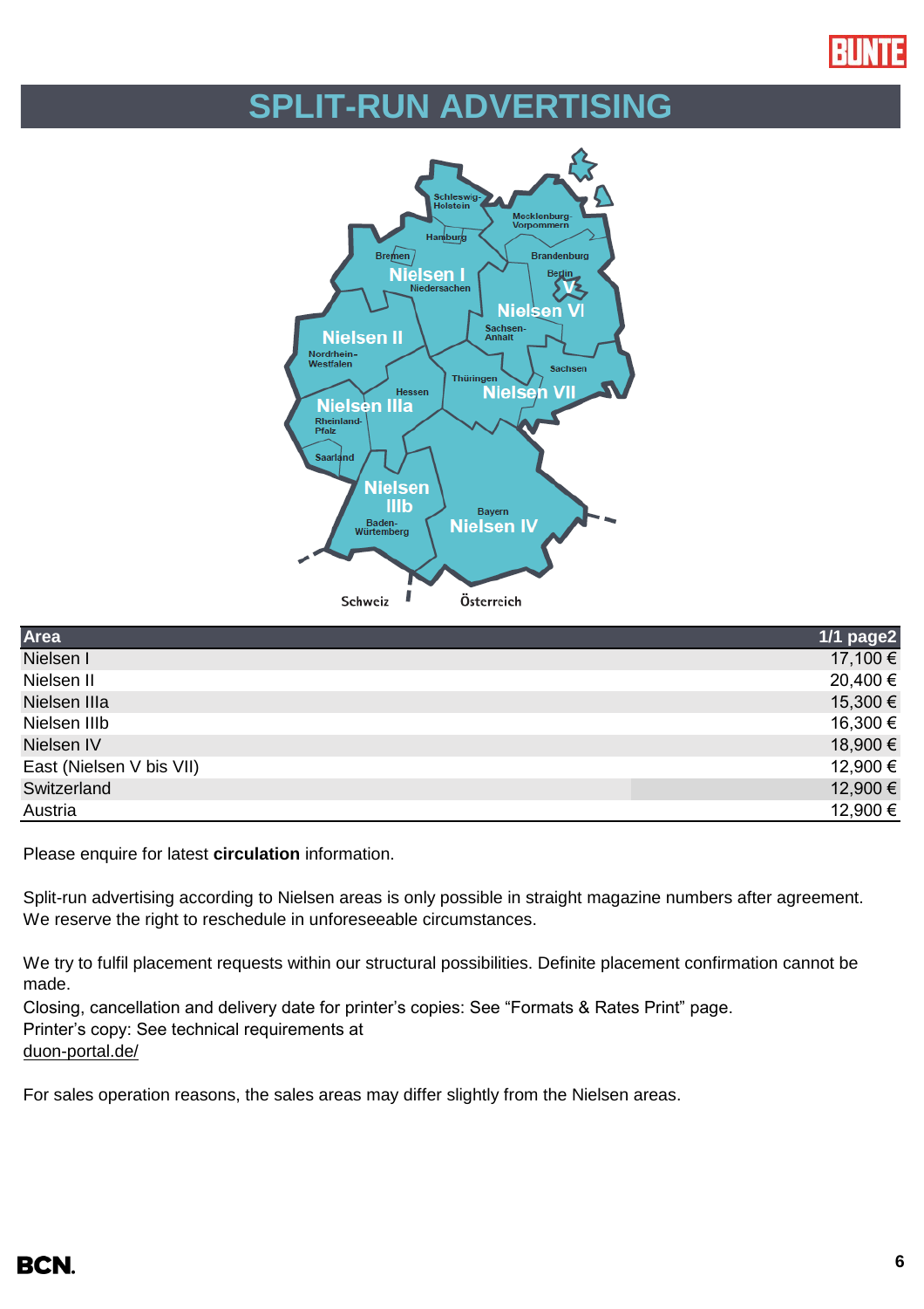# SPLIT-RUN ADVERTISING

| Area | 1/1 page2 |
|---|---:|
| Nielsen I | 17,100 € |
| Nielsen II | 20,400 € |
| Nielsen IIIa | 15,300 € |
| Nielsen IIIb | 16,300 € |
| Nielsen IV | 18,900 € |
| East (Nielsen V bis VII) | 12,900 € |
| Switzerland | 12,900 € |
| Austria | 12,900 € |

Please enquire for latest **circulation** information.

Split-run advertising according to Nielsen areas is only possible in straight magazine numbers after agreement. We reserve the right to reschedule in unforeseeable circumstances.

We try to fulfil placement requests within our structural possibilities. Definite placement confirmation cannot be made.
Closing, cancellation and delivery date for printer's copies: See "Formats & Rates Print" page.
Printer's copy: See technical requirements at
duon-portal.de/

For sales operation reasons, the sales areas may differ slightly from the Nielsen areas.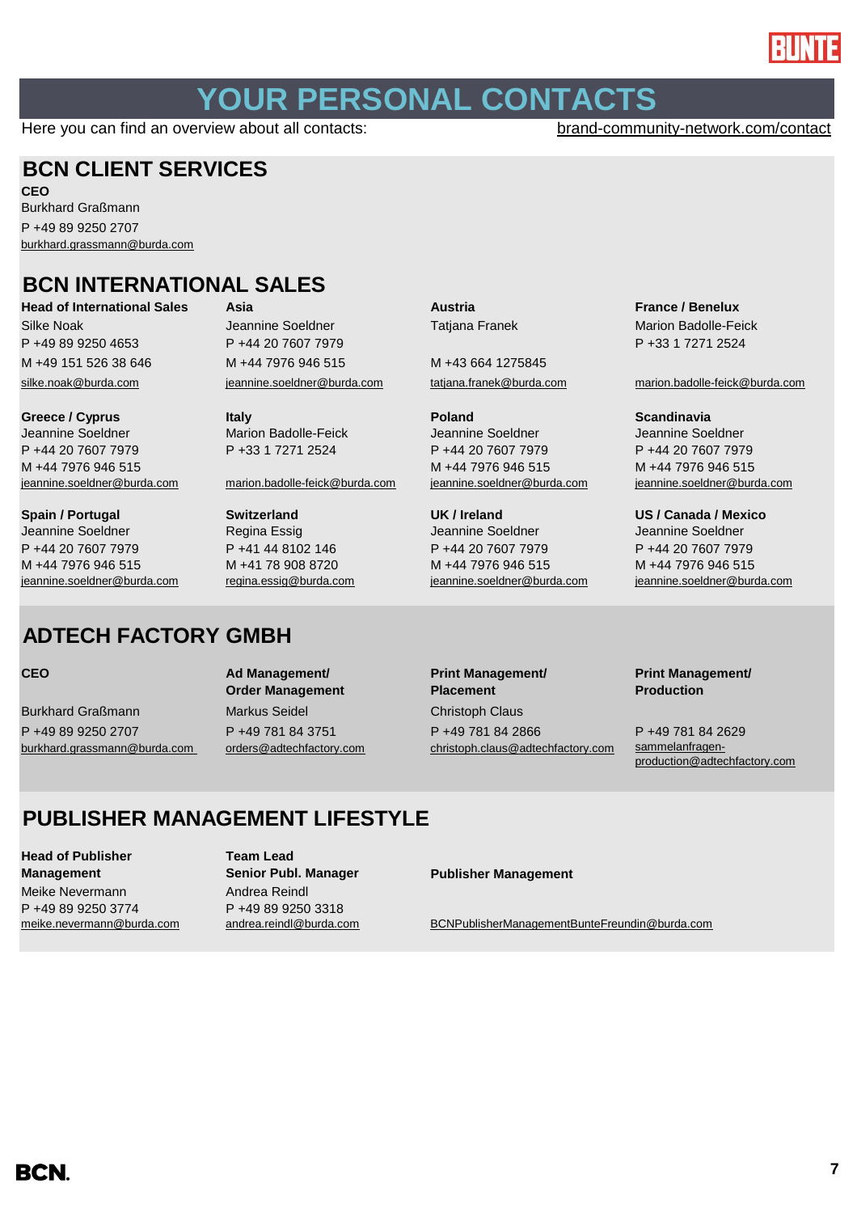# YOUR PERSONAL CONTACTS

Here you can find an overview about all contacts: brand-community-network.com/contact

## BCN CLIENT SERVICES

**CEO**
Burkhard Graßmann
P +49 89 9250 2707
burkhard.grassmann@burda.com

## BCN INTERNATIONAL SALES

**Head of International Sales**
Silke Noak
P +49 89 9250 4653
M +49 151 526 38 646
silke.noak@burda.com

**Asia**
Jeannine Soeldner
P +44 20 7607 7979
M +44 7976 946 515
jeannine.soeldner@burda.com

**Austria**
Tatjana Franek
M +43 664 1275845
tatjana.franek@burda.com

**France / Benelux**
Marion Badolle-Feick
P +33 1 7271 2524
marion.badolle-feick@burda.com

**Greece / Cyprus**
Jeannine Soeldner
P +44 20 7607 7979
M +44 7976 946 515
jeannine.soeldner@burda.com

**Italy**
Marion Badolle-Feick
P +33 1 7271 2524
marion.badolle-feick@burda.com

**Poland**
Jeannine Soeldner
P +44 20 7607 7979
M +44 7976 946 515
jeannine.soeldner@burda.com

**Scandinavia**
Jeannine Soeldner
P +44 20 7607 7979
M +44 7976 946 515
jeannine.soeldner@burda.com

**Spain / Portugal**
Jeannine Soeldner
P +44 20 7607 7979
M +44 7976 946 515
jeannine.soeldner@burda.com

**Switzerland**
Regina Essig
P +41 44 8102 146
M +41 78 908 8720
regina.essig@burda.com

**UK / Ireland**
Jeannine Soeldner
P +44 20 7607 7979
M +44 7976 946 515
jeannine.soeldner@burda.com

**US / Canada / Mexico**
Jeannine Soeldner
P +44 20 7607 7979
M +44 7976 946 515
jeannine.soeldner@burda.com

## ADTECH FACTORY GMBH

**CEO**
Burkhard Graßmann
P +49 89 9250 2707
burkhard.grassmann@burda.com

**Ad Management/ Order Management**
Markus Seidel
P +49 781 84 3751
orders@adtechfactory.com

**Print Management/ Placement**
Christoph Claus
P +49 781 84 2866
christoph.claus@adtechfactory.com

**Print Management/ Production**
P +49 781 84 2629
sammelanfragen-production@adtechfactory.com

## PUBLISHER MANAGEMENT LIFESTYLE

**Head of Publisher Management**
Meike Nevermann
P +49 89 9250 3774
meike.nevermann@burda.com

**Team Lead Senior Publ. Manager**
Andrea Reindl
P +49 89 9250 3318
andrea.reindl@burda.com

**Publisher Management**
BCNPublisherManagementBunteFreundin@burda.com